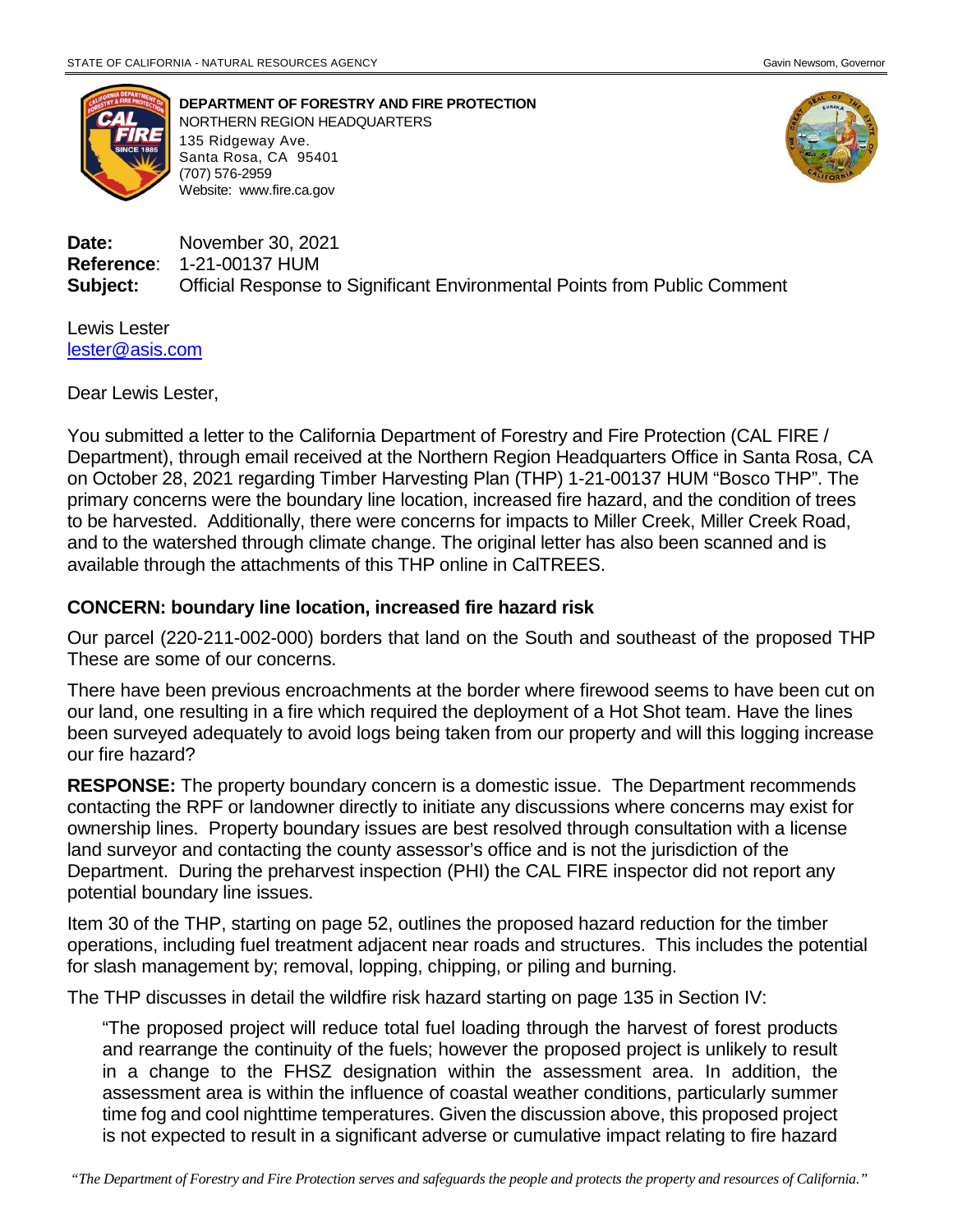STATE OF CALIFORNIA - NATURAL RESOURCES AGENCY — Gavin Newsom, Governor

**DEPARTMENT OF FORESTRY AND FIRE PROTECTION**
NORTHERN REGION HEADQUARTERS
135 Ridgeway Ave.
Santa Rosa, CA 95401
(707) 576-2959
Website: www.fire.ca.gov

**Date:** November 30, 2021
**Reference**: 1-21-00137 HUM
**Subject:** Official Response to Significant Environmental Points from Public Comment

Lewis Lester
lester@asis.com

Dear Lewis Lester,

You submitted a letter to the California Department of Forestry and Fire Protection (CAL FIRE / Department), through email received at the Northern Region Headquarters Office in Santa Rosa, CA on October 28, 2021 regarding Timber Harvesting Plan (THP) 1-21-00137 HUM "Bosco THP". The primary concerns were the boundary line location, increased fire hazard, and the condition of trees to be harvested. Additionally, there were concerns for impacts to Miller Creek, Miller Creek Road, and to the watershed through climate change. The original letter has also been scanned and is available through the attachments of this THP online in CalTREES.

### CONCERN: boundary line location, increased fire hazard risk

Our parcel (220-211-002-000) borders that land on the South and southeast of the proposed THP These are some of our concerns.

There have been previous encroachments at the border where firewood seems to have been cut on our land, one resulting in a fire which required the deployment of a Hot Shot team. Have the lines been surveyed adequately to avoid logs being taken from our property and will this logging increase our fire hazard?

**RESPONSE:** The property boundary concern is a domestic issue. The Department recommends contacting the RPF or landowner directly to initiate any discussions where concerns may exist for ownership lines. Property boundary issues are best resolved through consultation with a license land surveyor and contacting the county assessor's office and is not the jurisdiction of the Department. During the preharvest inspection (PHI) the CAL FIRE inspector did not report any potential boundary line issues.

Item 30 of the THP, starting on page 52, outlines the proposed hazard reduction for the timber operations, including fuel treatment adjacent near roads and structures. This includes the potential for slash management by; removal, lopping, chipping, or piling and burning.

The THP discusses in detail the wildfire risk hazard starting on page 135 in Section IV:

> "The proposed project will reduce total fuel loading through the harvest of forest products and rearrange the continuity of the fuels; however the proposed project is unlikely to result in a change to the FHSZ designation within the assessment area. In addition, the assessment area is within the influence of coastal weather conditions, particularly summer time fog and cool nighttime temperatures. Given the discussion above, this proposed project is not expected to result in a significant adverse or cumulative impact relating to fire hazard

*"The Department of Forestry and Fire Protection serves and safeguards the people and protects the property and resources of California."*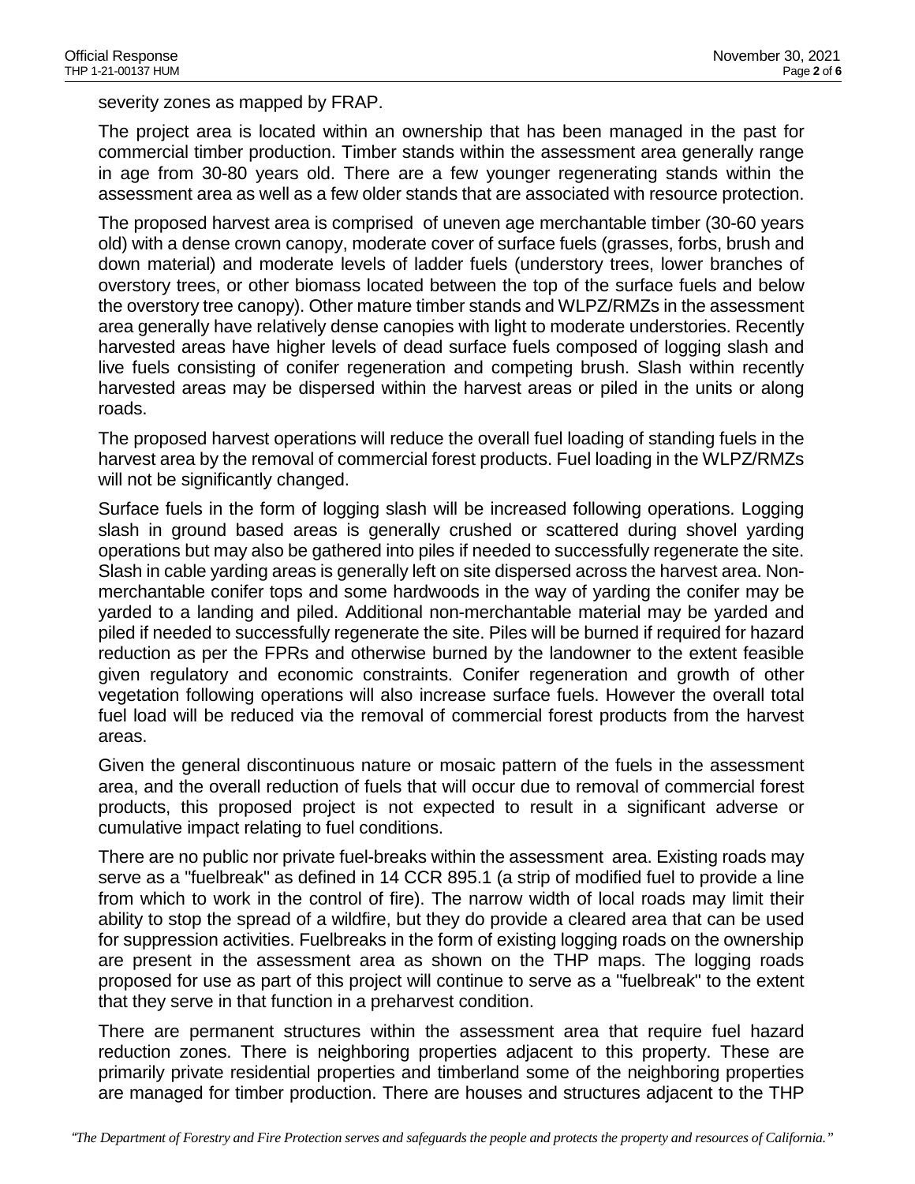severity zones as mapped by FRAP.

The project area is located within an ownership that has been managed in the past for commercial timber production. Timber stands within the assessment area generally range in age from 30-80 years old. There are a few younger regenerating stands within the assessment area as well as a few older stands that are associated with resource protection.

The proposed harvest area is comprised of uneven age merchantable timber (30-60 years old) with a dense crown canopy, moderate cover of surface fuels (grasses, forbs, brush and down material) and moderate levels of ladder fuels (understory trees, lower branches of overstory trees, or other biomass located between the top of the surface fuels and below the overstory tree canopy). Other mature timber stands and WLPZ/RMZs in the assessment area generally have relatively dense canopies with light to moderate understories. Recently harvested areas have higher levels of dead surface fuels composed of logging slash and live fuels consisting of conifer regeneration and competing brush. Slash within recently harvested areas may be dispersed within the harvest areas or piled in the units or along roads.

The proposed harvest operations will reduce the overall fuel loading of standing fuels in the harvest area by the removal of commercial forest products. Fuel loading in the WLPZ/RMZs will not be significantly changed.

Surface fuels in the form of logging slash will be increased following operations. Logging slash in ground based areas is generally crushed or scattered during shovel yarding operations but may also be gathered into piles if needed to successfully regenerate the site. Slash in cable yarding areas is generally left on site dispersed across the harvest area. Non-merchantable conifer tops and some hardwoods in the way of yarding the conifer may be yarded to a landing and piled. Additional non-merchantable material may be yarded and piled if needed to successfully regenerate the site. Piles will be burned if required for hazard reduction as per the FPRs and otherwise burned by the landowner to the extent feasible given regulatory and economic constraints. Conifer regeneration and growth of other vegetation following operations will also increase surface fuels. However the overall total fuel load will be reduced via the removal of commercial forest products from the harvest areas.

Given the general discontinuous nature or mosaic pattern of the fuels in the assessment area, and the overall reduction of fuels that will occur due to removal of commercial forest products, this proposed project is not expected to result in a significant adverse or cumulative impact relating to fuel conditions.

There are no public nor private fuel-breaks within the assessment area. Existing roads may serve as a "fuelbreak" as defined in 14 CCR 895.1 (a strip of modified fuel to provide a line from which to work in the control of fire). The narrow width of local roads may limit their ability to stop the spread of a wildfire, but they do provide a cleared area that can be used for suppression activities. Fuelbreaks in the form of existing logging roads on the ownership are present in the assessment area as shown on the THP maps. The logging roads proposed for use as part of this project will continue to serve as a "fuelbreak" to the extent that they serve in that function in a preharvest condition.

There are permanent structures within the assessment area that require fuel hazard reduction zones. There is neighboring properties adjacent to this property. These are primarily private residential properties and timberland some of the neighboring properties are managed for timber production. There are houses and structures adjacent to the THP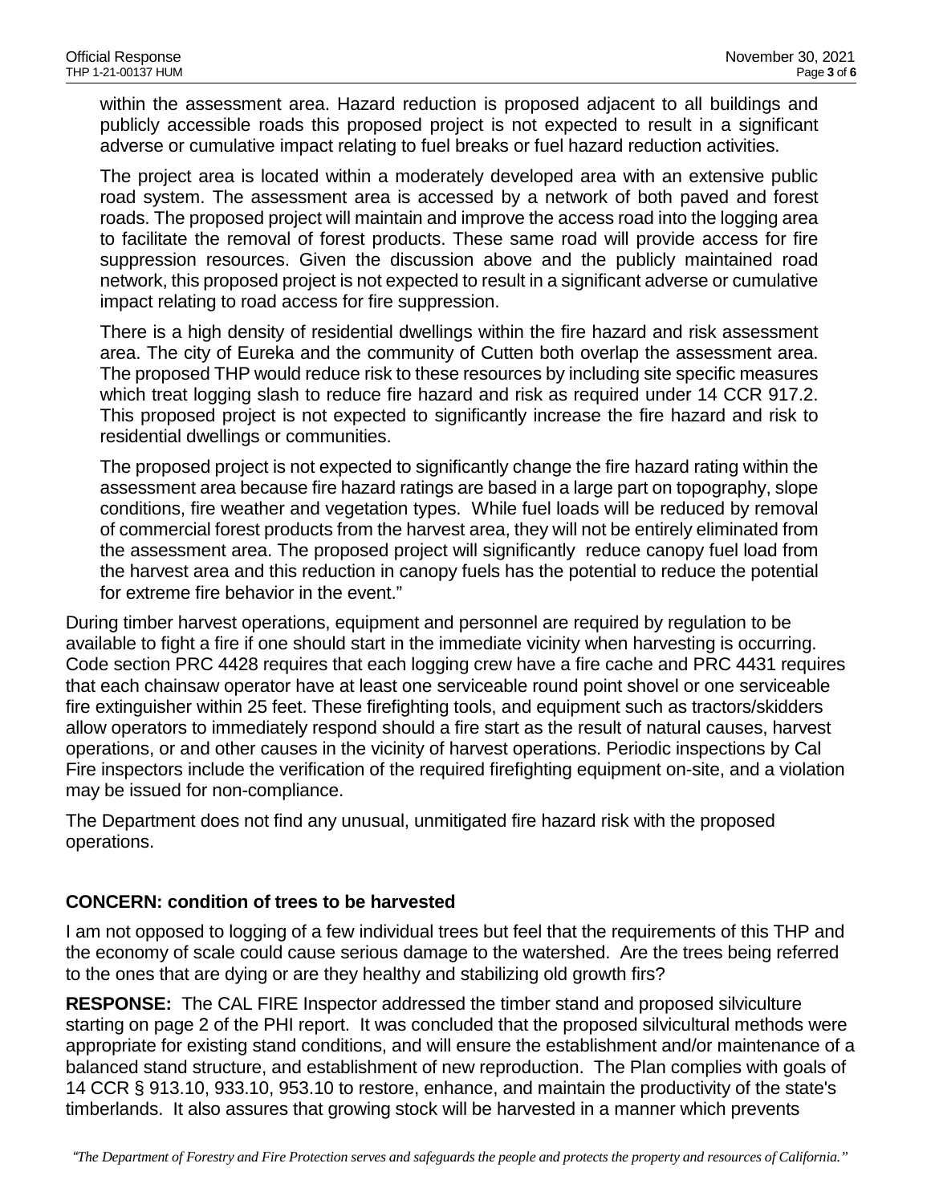within the assessment area. Hazard reduction is proposed adjacent to all buildings and publicly accessible roads this proposed project is not expected to result in a significant adverse or cumulative impact relating to fuel breaks or fuel hazard reduction activities.

The project area is located within a moderately developed area with an extensive public road system. The assessment area is accessed by a network of both paved and forest roads. The proposed project will maintain and improve the access road into the logging area to facilitate the removal of forest products. These same road will provide access for fire suppression resources. Given the discussion above and the publicly maintained road network, this proposed project is not expected to result in a significant adverse or cumulative impact relating to road access for fire suppression.

There is a high density of residential dwellings within the fire hazard and risk assessment area. The city of Eureka and the community of Cutten both overlap the assessment area. The proposed THP would reduce risk to these resources by including site specific measures which treat logging slash to reduce fire hazard and risk as required under 14 CCR 917.2. This proposed project is not expected to significantly increase the fire hazard and risk to residential dwellings or communities.

The proposed project is not expected to significantly change the fire hazard rating within the assessment area because fire hazard ratings are based in a large part on topography, slope conditions, fire weather and vegetation types. While fuel loads will be reduced by removal of commercial forest products from the harvest area, they will not be entirely eliminated from the assessment area. The proposed project will significantly reduce canopy fuel load from the harvest area and this reduction in canopy fuels has the potential to reduce the potential for extreme fire behavior in the event."

During timber harvest operations, equipment and personnel are required by regulation to be available to fight a fire if one should start in the immediate vicinity when harvesting is occurring. Code section PRC 4428 requires that each logging crew have a fire cache and PRC 4431 requires that each chainsaw operator have at least one serviceable round point shovel or one serviceable fire extinguisher within 25 feet. These firefighting tools, and equipment such as tractors/skidders allow operators to immediately respond should a fire start as the result of natural causes, harvest operations, or and other causes in the vicinity of harvest operations. Periodic inspections by Cal Fire inspectors include the verification of the required firefighting equipment on-site, and a violation may be issued for non-compliance.

The Department does not find any unusual, unmitigated fire hazard risk with the proposed operations.

**CONCERN: condition of trees to be harvested**

I am not opposed to logging of a few individual trees but feel that the requirements of this THP and the economy of scale could cause serious damage to the watershed. Are the trees being referred to the ones that are dying or are they healthy and stabilizing old growth firs?

**RESPONSE:** The CAL FIRE Inspector addressed the timber stand and proposed silviculture starting on page 2 of the PHI report. It was concluded that the proposed silvicultural methods were appropriate for existing stand conditions, and will ensure the establishment and/or maintenance of a balanced stand structure, and establishment of new reproduction. The Plan complies with goals of 14 CCR § 913.10, 933.10, 953.10 to restore, enhance, and maintain the productivity of the state's timberlands. It also assures that growing stock will be harvested in a manner which prevents

*"The Department of Forestry and Fire Protection serves and safeguards the people and protects the property and resources of California."*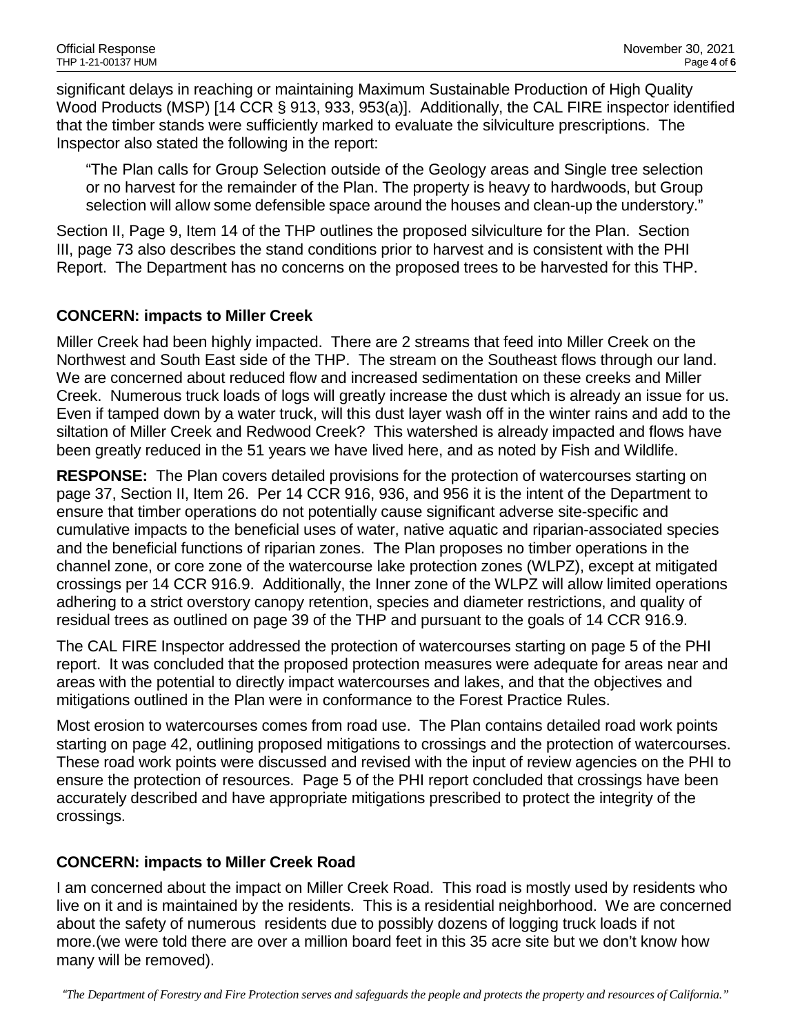significant delays in reaching or maintaining Maximum Sustainable Production of High Quality Wood Products (MSP) [14 CCR § 913, 933, 953(a)]. Additionally, the CAL FIRE inspector identified that the timber stands were sufficiently marked to evaluate the silviculture prescriptions. The Inspector also stated the following in the report:

> "The Plan calls for Group Selection outside of the Geology areas and Single tree selection or no harvest for the remainder of the Plan. The property is heavy to hardwoods, but Group selection will allow some defensible space around the houses and clean-up the understory."

Section II, Page 9, Item 14 of the THP outlines the proposed silviculture for the Plan. Section III, page 73 also describes the stand conditions prior to harvest and is consistent with the PHI Report. The Department has no concerns on the proposed trees to be harvested for this THP.

**CONCERN: impacts to Miller Creek**

Miller Creek had been highly impacted. There are 2 streams that feed into Miller Creek on the Northwest and South East side of the THP. The stream on the Southeast flows through our land. We are concerned about reduced flow and increased sedimentation on these creeks and Miller Creek. Numerous truck loads of logs will greatly increase the dust which is already an issue for us. Even if tamped down by a water truck, will this dust layer wash off in the winter rains and add to the siltation of Miller Creek and Redwood Creek? This watershed is already impacted and flows have been greatly reduced in the 51 years we have lived here, and as noted by Fish and Wildlife.

**RESPONSE:** The Plan covers detailed provisions for the protection of watercourses starting on page 37, Section II, Item 26. Per 14 CCR 916, 936, and 956 it is the intent of the Department to ensure that timber operations do not potentially cause significant adverse site-specific and cumulative impacts to the beneficial uses of water, native aquatic and riparian-associated species and the beneficial functions of riparian zones. The Plan proposes no timber operations in the channel zone, or core zone of the watercourse lake protection zones (WLPZ), except at mitigated crossings per 14 CCR 916.9. Additionally, the Inner zone of the WLPZ will allow limited operations adhering to a strict overstory canopy retention, species and diameter restrictions, and quality of residual trees as outlined on page 39 of the THP and pursuant to the goals of 14 CCR 916.9.

The CAL FIRE Inspector addressed the protection of watercourses starting on page 5 of the PHI report. It was concluded that the proposed protection measures were adequate for areas near and areas with the potential to directly impact watercourses and lakes, and that the objectives and mitigations outlined in the Plan were in conformance to the Forest Practice Rules.

Most erosion to watercourses comes from road use. The Plan contains detailed road work points starting on page 42, outlining proposed mitigations to crossings and the protection of watercourses. These road work points were discussed and revised with the input of review agencies on the PHI to ensure the protection of resources. Page 5 of the PHI report concluded that crossings have been accurately described and have appropriate mitigations prescribed to protect the integrity of the crossings.

**CONCERN: impacts to Miller Creek Road**

I am concerned about the impact on Miller Creek Road. This road is mostly used by residents who live on it and is maintained by the residents. This is a residential neighborhood. We are concerned about the safety of numerous residents due to possibly dozens of logging truck loads if not more.(we were told there are over a million board feet in this 35 acre site but we don't know how many will be removed).

*"The Department of Forestry and Fire Protection serves and safeguards the people and protects the property and resources of California."*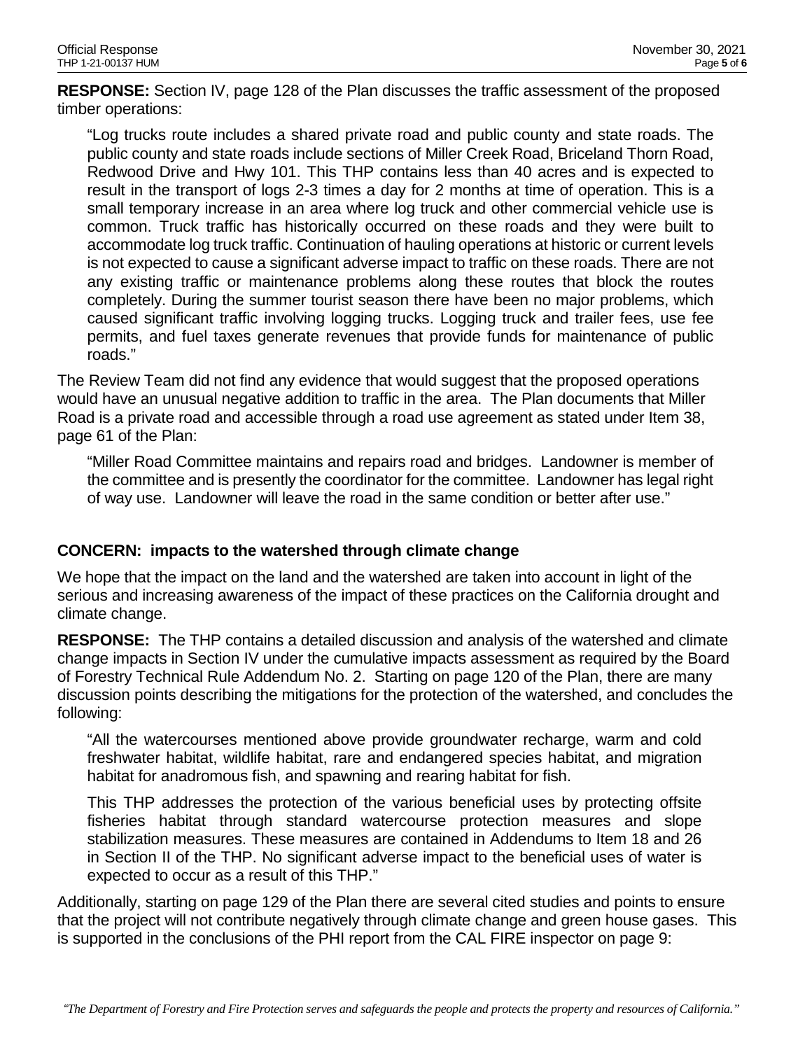**RESPONSE:** Section IV, page 128 of the Plan discusses the traffic assessment of the proposed timber operations:

> "Log trucks route includes a shared private road and public county and state roads. The public county and state roads include sections of Miller Creek Road, Briceland Thorn Road, Redwood Drive and Hwy 101. This THP contains less than 40 acres and is expected to result in the transport of logs 2-3 times a day for 2 months at time of operation. This is a small temporary increase in an area where log truck and other commercial vehicle use is common. Truck traffic has historically occurred on these roads and they were built to accommodate log truck traffic. Continuation of hauling operations at historic or current levels is not expected to cause a significant adverse impact to traffic on these roads. There are not any existing traffic or maintenance problems along these routes that block the routes completely. During the summer tourist season there have been no major problems, which caused significant traffic involving logging trucks. Logging truck and trailer fees, use fee permits, and fuel taxes generate revenues that provide funds for maintenance of public roads."

The Review Team did not find any evidence that would suggest that the proposed operations would have an unusual negative addition to traffic in the area. The Plan documents that Miller Road is a private road and accessible through a road use agreement as stated under Item 38, page 61 of the Plan:

> "Miller Road Committee maintains and repairs road and bridges. Landowner is member of the committee and is presently the coordinator for the committee. Landowner has legal right of way use. Landowner will leave the road in the same condition or better after use."

**CONCERN: impacts to the watershed through climate change**

We hope that the impact on the land and the watershed are taken into account in light of the serious and increasing awareness of the impact of these practices on the California drought and climate change.

**RESPONSE:** The THP contains a detailed discussion and analysis of the watershed and climate change impacts in Section IV under the cumulative impacts assessment as required by the Board of Forestry Technical Rule Addendum No. 2. Starting on page 120 of the Plan, there are many discussion points describing the mitigations for the protection of the watershed, and concludes the following:

> "All the watercourses mentioned above provide groundwater recharge, warm and cold freshwater habitat, wildlife habitat, rare and endangered species habitat, and migration habitat for anadromous fish, and spawning and rearing habitat for fish.
>
> This THP addresses the protection of the various beneficial uses by protecting offsite fisheries habitat through standard watercourse protection measures and slope stabilization measures. These measures are contained in Addendums to Item 18 and 26 in Section II of the THP. No significant adverse impact to the beneficial uses of water is expected to occur as a result of this THP."

Additionally, starting on page 129 of the Plan there are several cited studies and points to ensure that the project will not contribute negatively through climate change and green house gases. This is supported in the conclusions of the PHI report from the CAL FIRE inspector on page 9: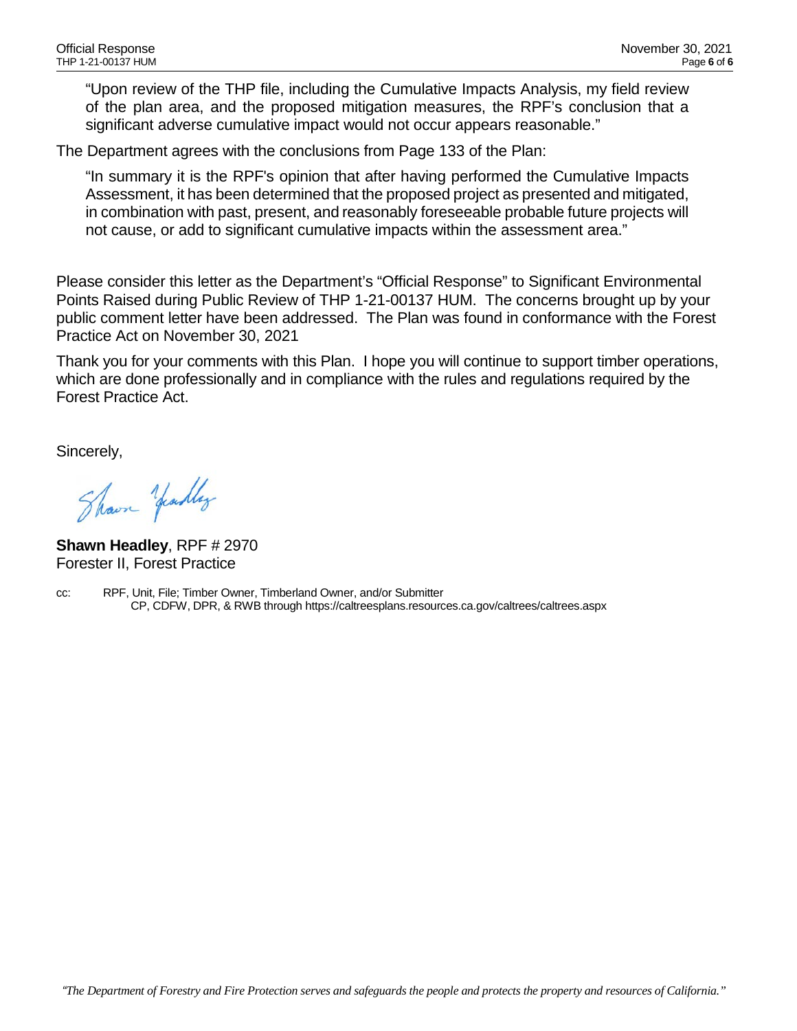> "Upon review of the THP file, including the Cumulative Impacts Analysis, my field review of the plan area, and the proposed mitigation measures, the RPF's conclusion that a significant adverse cumulative impact would not occur appears reasonable."

The Department agrees with the conclusions from Page 133 of the Plan:

> "In summary it is the RPF's opinion that after having performed the Cumulative Impacts Assessment, it has been determined that the proposed project as presented and mitigated, in combination with past, present, and reasonably foreseeable probable future projects will not cause, or add to significant cumulative impacts within the assessment area."

Please consider this letter as the Department's "Official Response" to Significant Environmental Points Raised during Public Review of THP 1-21-00137 HUM. The concerns brought up by your public comment letter have been addressed. The Plan was found in conformance with the Forest Practice Act on November 30, 2021

Thank you for your comments with this Plan. I hope you will continue to support timber operations, which are done professionally and in compliance with the rules and regulations required by the Forest Practice Act.

Sincerely,

**Shawn Headley**, RPF # 2970
Forester II, Forest Practice

cc: RPF, Unit, File; Timber Owner, Timberland Owner, and/or Submitter
CP, CDFW, DPR, & RWB through https://caltreesplans.resources.ca.gov/caltrees/caltrees.aspx

*"The Department of Forestry and Fire Protection serves and safeguards the people and protects the property and resources of California."*